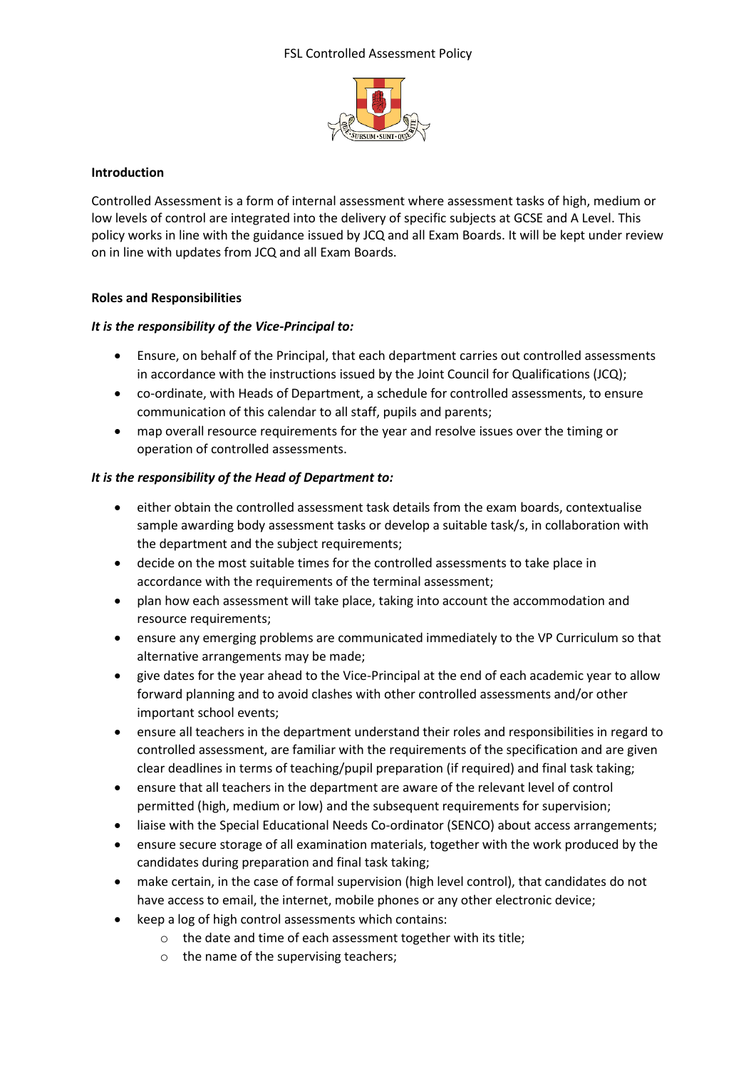# FSL Controlled Assessment Policy

## Introduction

Controlled Assessment is a form of internal assessment where assessment tasks of high, medium or low levels of control are integrated into the delivery of specific subjects at GCSE and A Level. This policy works in line with the guidance issued by JCQ and all Exam Boards. It will be kept under review on in line with updates from JCQ and all Exam Boards.

## Roles and Responsibilities

***It is the responsibility of the Vice-Principal to:***

- Ensure, on behalf of the Principal, that each department carries out controlled assessments in accordance with the instructions issued by the Joint Council for Qualifications (JCQ);
- co-ordinate, with Heads of Department, a schedule for controlled assessments, to ensure communication of this calendar to all staff, pupils and parents;
- map overall resource requirements for the year and resolve issues over the timing or operation of controlled assessments.

***It is the responsibility of the Head of Department to:***

- either obtain the controlled assessment task details from the exam boards, contextualise sample awarding body assessment tasks or develop a suitable task/s, in collaboration with the department and the subject requirements;
- decide on the most suitable times for the controlled assessments to take place in accordance with the requirements of the terminal assessment;
- plan how each assessment will take place, taking into account the accommodation and resource requirements;
- ensure any emerging problems are communicated immediately to the VP Curriculum so that alternative arrangements may be made;
- give dates for the year ahead to the Vice-Principal at the end of each academic year to allow forward planning and to avoid clashes with other controlled assessments and/or other important school events;
- ensure all teachers in the department understand their roles and responsibilities in regard to controlled assessment, are familiar with the requirements of the specification and are given clear deadlines in terms of teaching/pupil preparation (if required) and final task taking;
- ensure that all teachers in the department are aware of the relevant level of control permitted (high, medium or low) and the subsequent requirements for supervision;
- liaise with the Special Educational Needs Co-ordinator (SENCO) about access arrangements;
- ensure secure storage of all examination materials, together with the work produced by the candidates during preparation and final task taking;
- make certain, in the case of formal supervision (high level control), that candidates do not have access to email, the internet, mobile phones or any other electronic device;
- keep a log of high control assessments which contains:
    - the date and time of each assessment together with its title;
    - the name of the supervising teachers;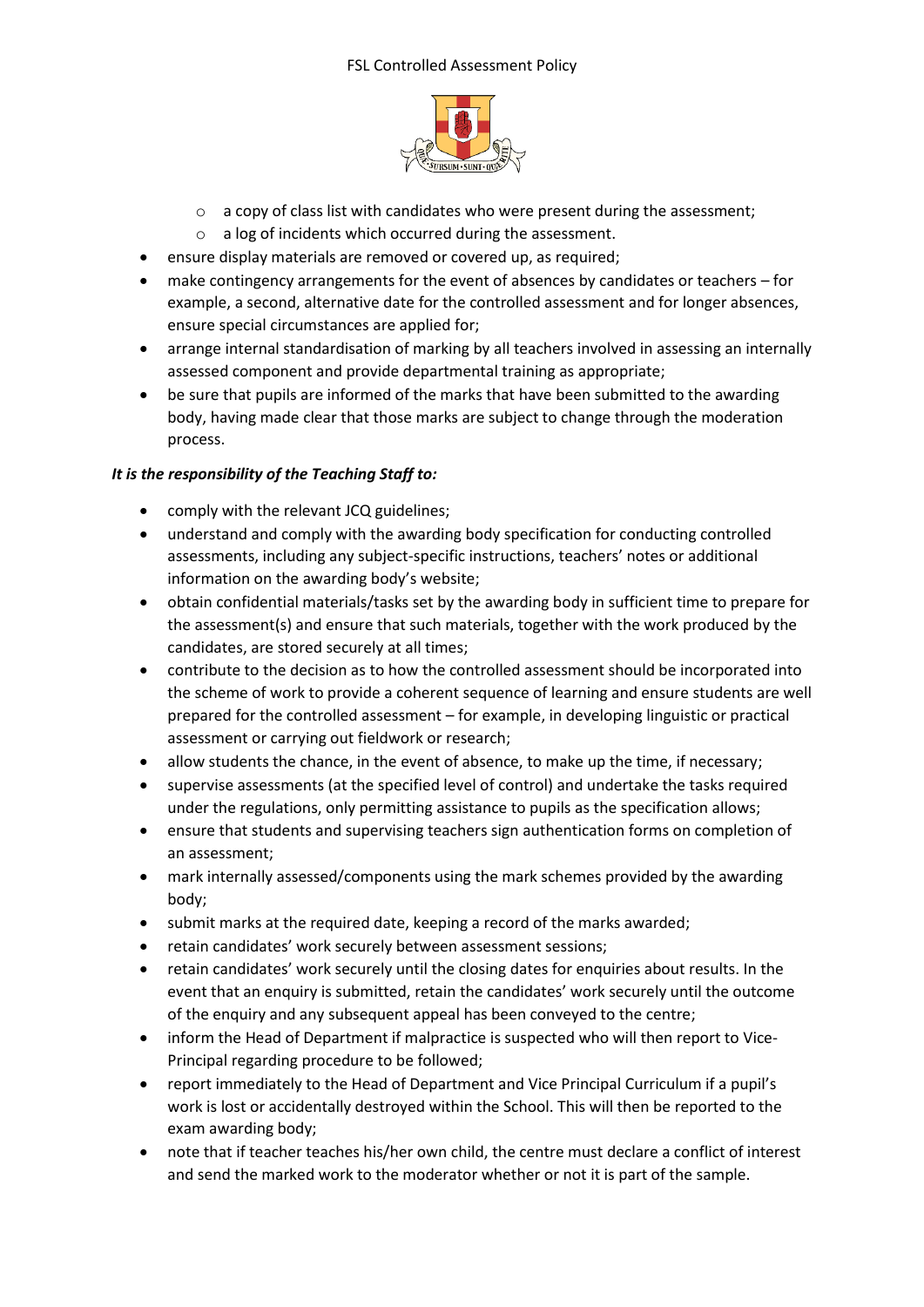- a copy of class list with candidates who were present during the assessment;
  - a log of incidents which occurred during the assessment.
- ensure display materials are removed or covered up, as required;
- make contingency arrangements for the event of absences by candidates or teachers – for example, a second, alternative date for the controlled assessment and for longer absences, ensure special circumstances are applied for;
- arrange internal standardisation of marking by all teachers involved in assessing an internally assessed component and provide departmental training as appropriate;
- be sure that pupils are informed of the marks that have been submitted to the awarding body, having made clear that those marks are subject to change through the moderation process.

***It is the responsibility of the Teaching Staff to:***

- comply with the relevant JCQ guidelines;
- understand and comply with the awarding body specification for conducting controlled assessments, including any subject-specific instructions, teachers' notes or additional information on the awarding body's website;
- obtain confidential materials/tasks set by the awarding body in sufficient time to prepare for the assessment(s) and ensure that such materials, together with the work produced by the candidates, are stored securely at all times;
- contribute to the decision as to how the controlled assessment should be incorporated into the scheme of work to provide a coherent sequence of learning and ensure students are well prepared for the controlled assessment – for example, in developing linguistic or practical assessment or carrying out fieldwork or research;
- allow students the chance, in the event of absence, to make up the time, if necessary;
- supervise assessments (at the specified level of control) and undertake the tasks required under the regulations, only permitting assistance to pupils as the specification allows;
- ensure that students and supervising teachers sign authentication forms on completion of an assessment;
- mark internally assessed/components using the mark schemes provided by the awarding body;
- submit marks at the required date, keeping a record of the marks awarded;
- retain candidates' work securely between assessment sessions;
- retain candidates' work securely until the closing dates for enquiries about results. In the event that an enquiry is submitted, retain the candidates' work securely until the outcome of the enquiry and any subsequent appeal has been conveyed to the centre;
- inform the Head of Department if malpractice is suspected who will then report to Vice-Principal regarding procedure to be followed;
- report immediately to the Head of Department and Vice Principal Curriculum if a pupil's work is lost or accidentally destroyed within the School. This will then be reported to the exam awarding body;
- note that if teacher teaches his/her own child, the centre must declare a conflict of interest and send the marked work to the moderator whether or not it is part of the sample.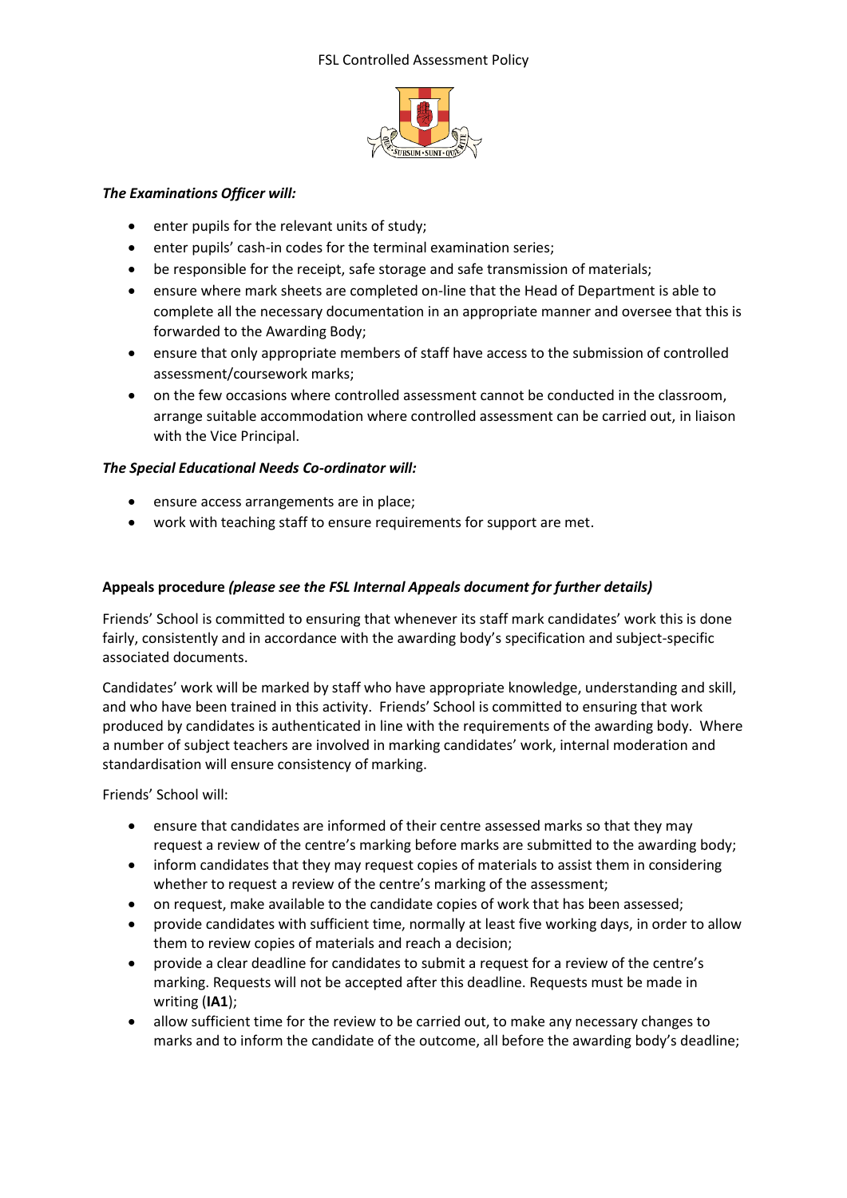***The Examinations Officer will:***

- enter pupils for the relevant units of study;
- enter pupils' cash-in codes for the terminal examination series;
- be responsible for the receipt, safe storage and safe transmission of materials;
- ensure where mark sheets are completed on-line that the Head of Department is able to complete all the necessary documentation in an appropriate manner and oversee that this is forwarded to the Awarding Body;
- ensure that only appropriate members of staff have access to the submission of controlled assessment/coursework marks;
- on the few occasions where controlled assessment cannot be conducted in the classroom, arrange suitable accommodation where controlled assessment can be carried out, in liaison with the Vice Principal.

***The Special Educational Needs Co-ordinator will:***

- ensure access arrangements are in place;
- work with teaching staff to ensure requirements for support are met.

**Appeals procedure** ***(please see the FSL Internal Appeals document for further details)***

Friends' School is committed to ensuring that whenever its staff mark candidates' work this is done fairly, consistently and in accordance with the awarding body's specification and subject-specific associated documents.

Candidates' work will be marked by staff who have appropriate knowledge, understanding and skill, and who have been trained in this activity. Friends' School is committed to ensuring that work produced by candidates is authenticated in line with the requirements of the awarding body. Where a number of subject teachers are involved in marking candidates' work, internal moderation and standardisation will ensure consistency of marking.

Friends' School will:

- ensure that candidates are informed of their centre assessed marks so that they may request a review of the centre's marking before marks are submitted to the awarding body;
- inform candidates that they may request copies of materials to assist them in considering whether to request a review of the centre's marking of the assessment;
- on request, make available to the candidate copies of work that has been assessed;
- provide candidates with sufficient time, normally at least five working days, in order to allow them to review copies of materials and reach a decision;
- provide a clear deadline for candidates to submit a request for a review of the centre's marking. Requests will not be accepted after this deadline. Requests must be made in writing (**IA1**);
- allow sufficient time for the review to be carried out, to make any necessary changes to marks and to inform the candidate of the outcome, all before the awarding body's deadline;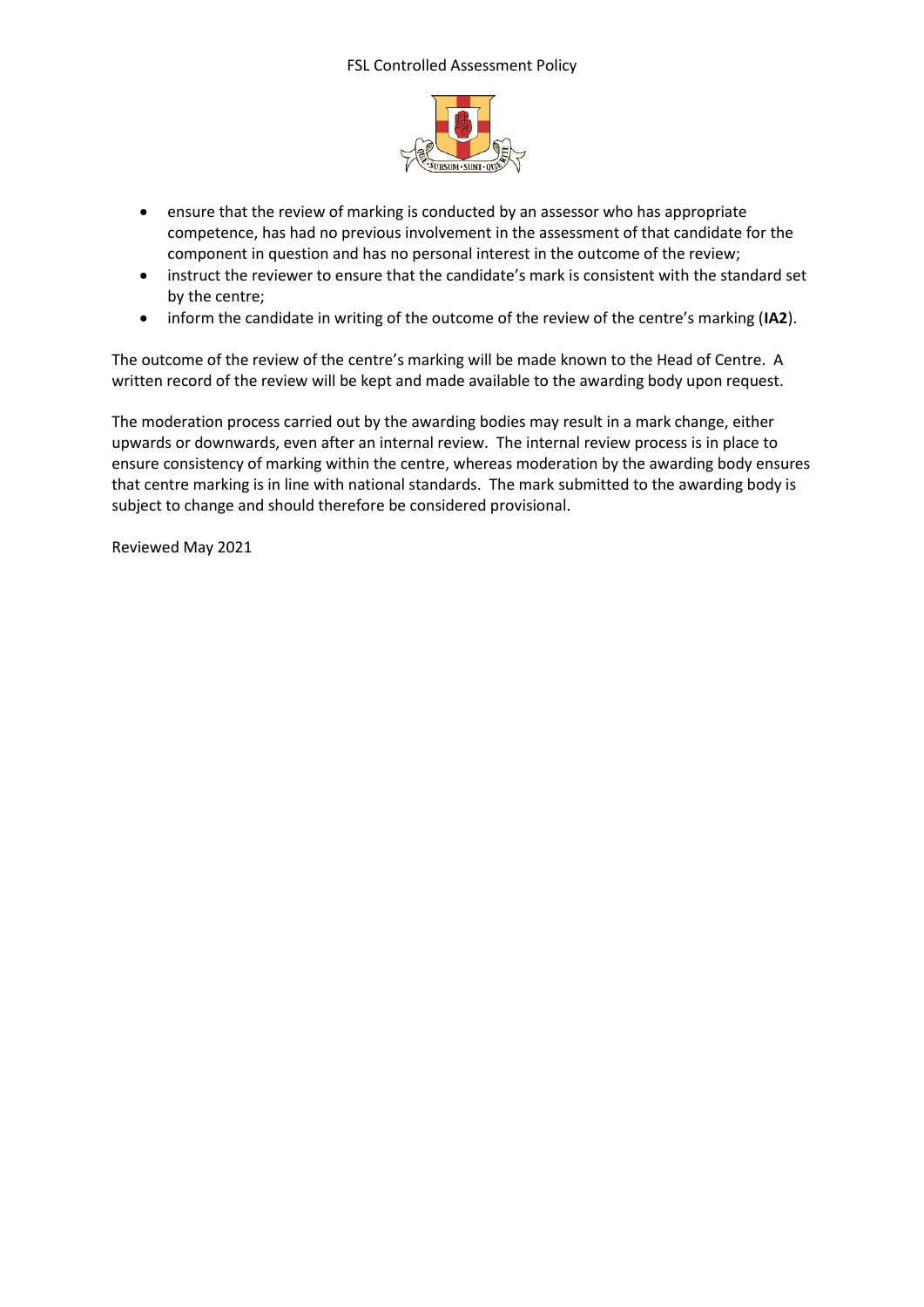- ensure that the review of marking is conducted by an assessor who has appropriate competence, has had no previous involvement in the assessment of that candidate for the component in question and has no personal interest in the outcome of the review;
- instruct the reviewer to ensure that the candidate's mark is consistent with the standard set by the centre;
- inform the candidate in writing of the outcome of the review of the centre's marking (**IA2**).

The outcome of the review of the centre's marking will be made known to the Head of Centre. A written record of the review will be kept and made available to the awarding body upon request.

The moderation process carried out by the awarding bodies may result in a mark change, either upwards or downwards, even after an internal review. The internal review process is in place to ensure consistency of marking within the centre, whereas moderation by the awarding body ensures that centre marking is in line with national standards. The mark submitted to the awarding body is subject to change and should therefore be considered provisional.

Reviewed May 2021